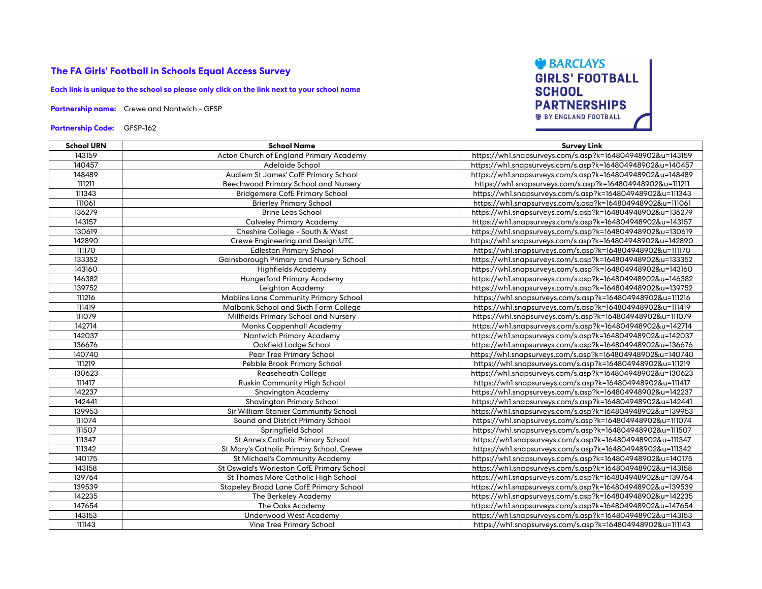# The FA Girls' Football in Schools Equal Access Survey

**Each link is unique to the school so please only click on the link next to your school name**

**Partnership name:** Crewe and Nantwich - GFSP

**Partnership Code:** GFSP-162

BARCLAYS GIRLS' FOOTBALL SCHOOL PARTNERSHIPS BY ENGLAND FOOTBALL

| School URN | School Name | Survey Link |
|---|---|---|
| 143159 | Acton Church of England Primary Academy | https://wh1.snapsurveys.com/s.asp?k=164804948902&u=143159 |
| 140457 | Adelaide School | https://wh1.snapsurveys.com/s.asp?k=164804948902&u=140457 |
| 148489 | Audlem St James' CofE Primary School | https://wh1.snapsurveys.com/s.asp?k=164804948902&u=148489 |
| 111211 | Beechwood Primary School and Nursery | https://wh1.snapsurveys.com/s.asp?k=164804948902&u=111211 |
| 111343 | Bridgemere CofE Primary School | https://wh1.snapsurveys.com/s.asp?k=164804948902&u=111343 |
| 111061 | Brierley Primary School | https://wh1.snapsurveys.com/s.asp?k=164804948902&u=111061 |
| 136279 | Brine Leas School | https://wh1.snapsurveys.com/s.asp?k=164804948902&u=136279 |
| 143157 | Calveley Primary Academy | https://wh1.snapsurveys.com/s.asp?k=164804948902&u=143157 |
| 130619 | Cheshire College - South & West | https://wh1.snapsurveys.com/s.asp?k=164804948902&u=130619 |
| 142890 | Crewe Engineering and Design UTC | https://wh1.snapsurveys.com/s.asp?k=164804948902&u=142890 |
| 111170 | Edleston Primary School | https://wh1.snapsurveys.com/s.asp?k=164804948902&u=111170 |
| 133352 | Gainsborough Primary and Nursery School | https://wh1.snapsurveys.com/s.asp?k=164804948902&u=133352 |
| 143160 | Highfields Academy | https://wh1.snapsurveys.com/s.asp?k=164804948902&u=143160 |
| 146382 | Hungerford Primary Academy | https://wh1.snapsurveys.com/s.asp?k=164804948902&u=146382 |
| 139752 | Leighton Academy | https://wh1.snapsurveys.com/s.asp?k=164804948902&u=139752 |
| 111216 | Mablins Lane Community Primary School | https://wh1.snapsurveys.com/s.asp?k=164804948902&u=111216 |
| 111419 | Malbank School and Sixth Form College | https://wh1.snapsurveys.com/s.asp?k=164804948902&u=111419 |
| 111079 | Millfields Primary School and Nursery | https://wh1.snapsurveys.com/s.asp?k=164804948902&u=111079 |
| 142714 | Monks Coppenhall Academy | https://wh1.snapsurveys.com/s.asp?k=164804948902&u=142714 |
| 142037 | Nantwich Primary Academy | https://wh1.snapsurveys.com/s.asp?k=164804948902&u=142037 |
| 136676 | Oakfield Lodge School | https://wh1.snapsurveys.com/s.asp?k=164804948902&u=136676 |
| 140740 | Pear Tree Primary School | https://wh1.snapsurveys.com/s.asp?k=164804948902&u=140740 |
| 111219 | Pebble Brook Primary School | https://wh1.snapsurveys.com/s.asp?k=164804948902&u=111219 |
| 130623 | Reaseheath College | https://wh1.snapsurveys.com/s.asp?k=164804948902&u=130623 |
| 111417 | Ruskin Community High School | https://wh1.snapsurveys.com/s.asp?k=164804948902&u=111417 |
| 142237 | Shavington Academy | https://wh1.snapsurveys.com/s.asp?k=164804948902&u=142237 |
| 142441 | Shavington Primary School | https://wh1.snapsurveys.com/s.asp?k=164804948902&u=142441 |
| 139953 | Sir William Stanier Community School | https://wh1.snapsurveys.com/s.asp?k=164804948902&u=139953 |
| 111074 | Sound and District Primary School | https://wh1.snapsurveys.com/s.asp?k=164804948902&u=111074 |
| 111507 | Springfield School | https://wh1.snapsurveys.com/s.asp?k=164804948902&u=111507 |
| 111347 | St Anne's Catholic Primary School | https://wh1.snapsurveys.com/s.asp?k=164804948902&u=111347 |
| 111342 | St Mary's Catholic Primary School, Crewe | https://wh1.snapsurveys.com/s.asp?k=164804948902&u=111342 |
| 140175 | St Michael's Community Academy | https://wh1.snapsurveys.com/s.asp?k=164804948902&u=140175 |
| 143158 | St Oswald's Worleston CofE Primary School | https://wh1.snapsurveys.com/s.asp?k=164804948902&u=143158 |
| 139764 | St Thomas More Catholic High School | https://wh1.snapsurveys.com/s.asp?k=164804948902&u=139764 |
| 139539 | Stapeley Broad Lane CofE Primary School | https://wh1.snapsurveys.com/s.asp?k=164804948902&u=139539 |
| 142235 | The Berkeley Academy | https://wh1.snapsurveys.com/s.asp?k=164804948902&u=142235 |
| 147654 | The Oaks Academy | https://wh1.snapsurveys.com/s.asp?k=164804948902&u=147654 |
| 143153 | Underwood West Academy | https://wh1.snapsurveys.com/s.asp?k=164804948902&u=143153 |
| 111143 | Vine Tree Primary School | https://wh1.snapsurveys.com/s.asp?k=164804948902&u=111143 |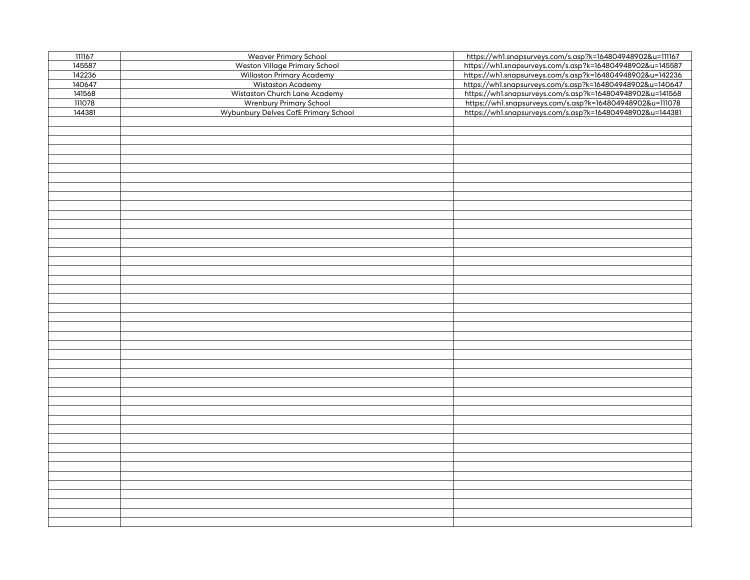| | | |
|---|---|---|
| 111167 | Weaver Primary School | https://wh1.snapsurveys.com/s.asp?k=164804948902&u=111167 |
| 145587 | Weston Village Primary School | https://wh1.snapsurveys.com/s.asp?k=164804948902&u=145587 |
| 142236 | Willaston Primary Academy | https://wh1.snapsurveys.com/s.asp?k=164804948902&u=142236 |
| 140647 | Wistaston Academy | https://wh1.snapsurveys.com/s.asp?k=164804948902&u=140647 |
| 141568 | Wistaston Church Lane Academy | https://wh1.snapsurveys.com/s.asp?k=164804948902&u=141568 |
| 111078 | Wrenbury Primary School | https://wh1.snapsurveys.com/s.asp?k=164804948902&u=111078 |
| 144381 | Wybunbury Delves CofE Primary School | https://wh1.snapsurveys.com/s.asp?k=164804948902&u=144381 |